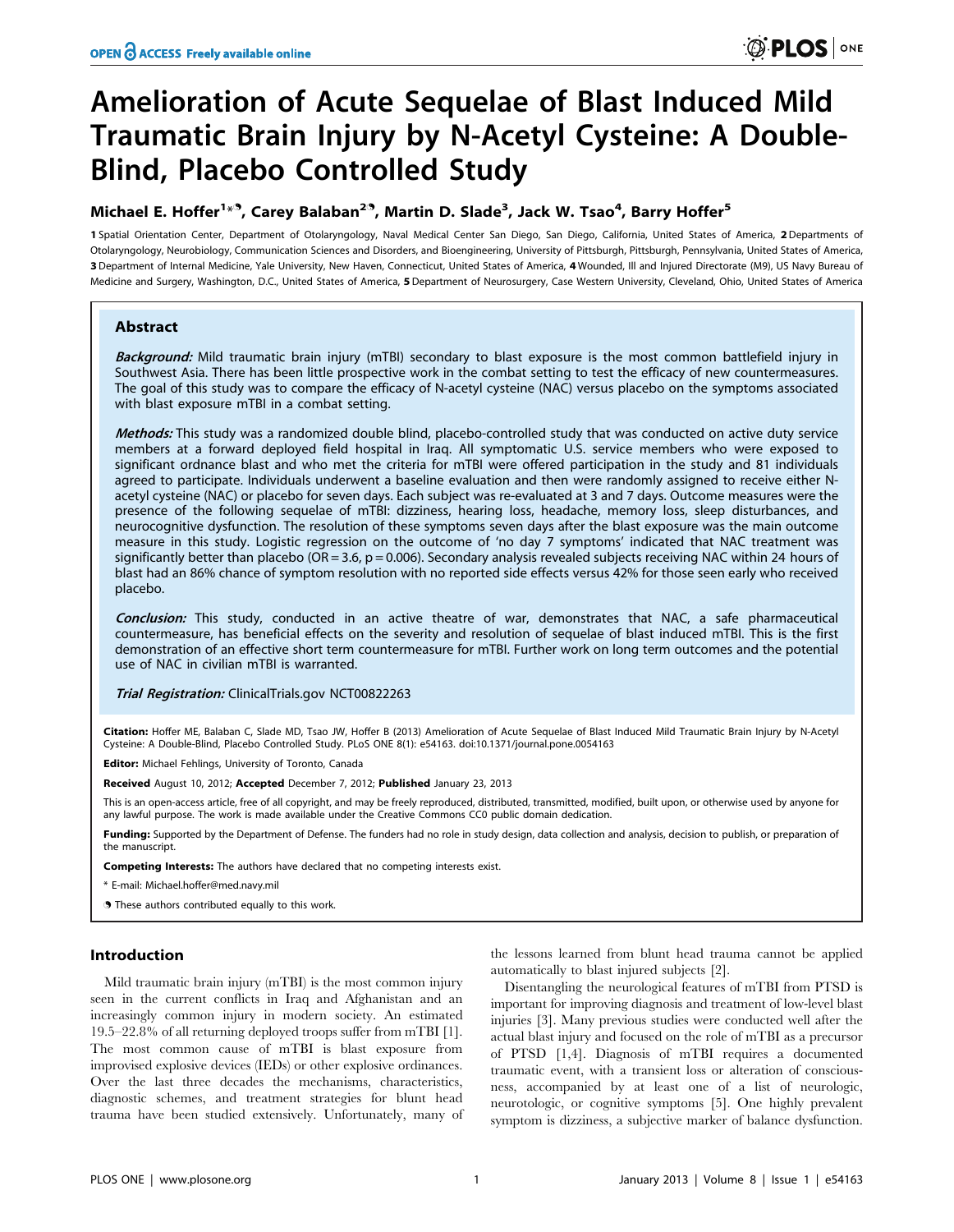# Amelioration of Acute Sequelae of Blast Induced Mild Traumatic Brain Injury by N-Acetyl Cysteine: A Double-Blind, Placebo Controlled Study

**Michael E. Hoffer[1*¶], Carey Balaban[2¶], Martin D. Slade[3], Jack W. Tsao[4], Barry Hoffer[5]**

1 Spatial Orientation Center, Department of Otolaryngology, Naval Medical Center San Diego, San Diego, California, United States of America, 2 Departments of Otolaryngology, Neurobiology, Communication Sciences and Disorders, and Bioengineering, University of Pittsburgh, Pittsburgh, Pennsylvania, United States of America, 3 Department of Internal Medicine, Yale University, New Haven, Connecticut, United States of America, 4 Wounded, Ill and Injured Directorate (M9), US Navy Bureau of Medicine and Surgery, Washington, D.C., United States of America, 5 Department of Neurosurgery, Case Western University, Cleveland, Ohio, United States of America

## Abstract

***Background:*** Mild traumatic brain injury (mTBI) secondary to blast exposure is the most common battlefield injury in Southwest Asia. There has been little prospective work in the combat setting to test the efficacy of new countermeasures. The goal of this study was to compare the efficacy of N-acetyl cysteine (NAC) versus placebo on the symptoms associated with blast exposure mTBI in a combat setting.

***Methods:*** This study was a randomized double blind, placebo-controlled study that was conducted on active duty service members at a forward deployed field hospital in Iraq. All symptomatic U.S. service members who were exposed to significant ordnance blast and who met the criteria for mTBI were offered participation in the study and 81 individuals agreed to participate. Individuals underwent a baseline evaluation and then were randomly assigned to receive either N-acetyl cysteine (NAC) or placebo for seven days. Each subject was re-evaluated at 3 and 7 days. Outcome measures were the presence of the following sequelae of mTBI: dizziness, hearing loss, headache, memory loss, sleep disturbances, and neurocognitive dysfunction. The resolution of these symptoms seven days after the blast exposure was the main outcome measure in this study. Logistic regression on the outcome of 'no day 7 symptoms' indicated that NAC treatment was significantly better than placebo (OR = 3.6, $p = 0.006$). Secondary analysis revealed subjects receiving NAC within 24 hours of blast had an 86% chance of symptom resolution with no reported side effects versus 42% for those seen early who received placebo.

***Conclusion:*** This study, conducted in an active theatre of war, demonstrates that NAC, a safe pharmaceutical countermeasure, has beneficial effects on the severity and resolution of sequelae of blast induced mTBI. This is the first demonstration of an effective short term countermeasure for mTBI. Further work on long term outcomes and the potential use of NAC in civilian mTBI is warranted.

***Trial Registration:*** ClinicalTrials.gov NCT00822263

**Citation:** Hoffer ME, Balaban C, Slade MD, Tsao JW, Hoffer B (2013) Amelioration of Acute Sequelae of Blast Induced Mild Traumatic Brain Injury by N-Acetyl Cysteine: A Double-Blind, Placebo Controlled Study. PLoS ONE 8(1): e54163. doi:10.1371/journal.pone.0054163

**Editor:** Michael Fehlings, University of Toronto, Canada

**Received** August 10, 2012; **Accepted** December 7, 2012; **Published** January 23, 2013

This is an open-access article, free of all copyright, and may be freely reproduced, distributed, transmitted, modified, built upon, or otherwise used by anyone for any lawful purpose. The work is made available under the Creative Commons CC0 public domain dedication.

**Funding:** Supported by the Department of Defense. The funders had no role in study design, data collection and analysis, decision to publish, or preparation of the manuscript.

**Competing Interests:** The authors have declared that no competing interests exist.

\* E-mail: Michael.hoffer@med.navy.mil

¶ These authors contributed equally to this work.

## Introduction

Mild traumatic brain injury (mTBI) is the most common injury seen in the current conflicts in Iraq and Afghanistan and an increasingly common injury in modern society. An estimated 19.5–22.8% of all returning deployed troops suffer from mTBI [1]. The most common cause of mTBI is blast exposure from improvised explosive devices (IEDs) or other explosive ordinances. Over the last three decades the mechanisms, characteristics, diagnostic schemes, and treatment strategies for blunt head trauma have been studied extensively. Unfortunately, many of the lessons learned from blunt head trauma cannot be applied automatically to blast injured subjects [2].

Disentangling the neurological features of mTBI from PTSD is important for improving diagnosis and treatment of low-level blast injuries [3]. Many previous studies were conducted well after the actual blast injury and focused on the role of mTBI as a precursor of PTSD [1,4]. Diagnosis of mTBI requires a documented traumatic event, with a transient loss or alteration of consciousness, accompanied by at least one of a list of neurologic, neurotologic, or cognitive symptoms [5]. One highly prevalent symptom is dizziness, a subjective marker of balance dysfunction.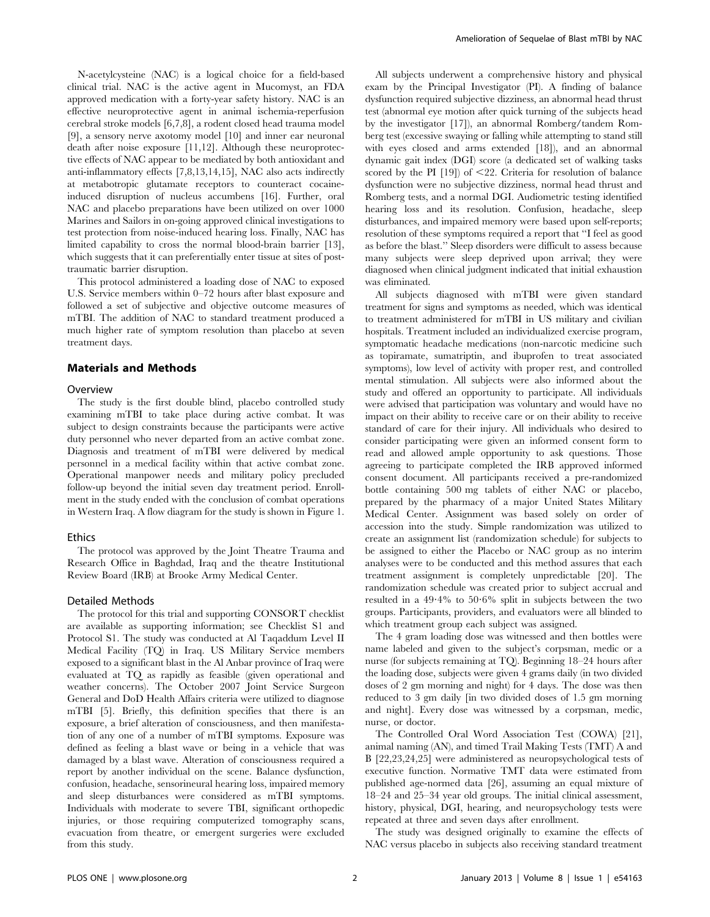N-acetylcysteine (NAC) is a logical choice for a field-based clinical trial. NAC is the active agent in Mucomyst, an FDA approved medication with a forty-year safety history. NAC is an effective neuroprotective agent in animal ischemia-reperfusion cerebral stroke models [6,7,8], a rodent closed head trauma model [9], a sensory nerve axotomy model [10] and inner ear neuronal death after noise exposure [11,12]. Although these neuroprotective effects of NAC appear to be mediated by both antioxidant and anti-inflammatory effects [7,8,13,14,15], NAC also acts indirectly at metabotropic glutamate receptors to counteract cocaine-induced disruption of nucleus accumbens [16]. Further, oral NAC and placebo preparations have been utilized on over 1000 Marines and Sailors in on-going approved clinical investigations to test protection from noise-induced hearing loss. Finally, NAC has limited capability to cross the normal blood-brain barrier [13], which suggests that it can preferentially enter tissue at sites of post-traumatic barrier disruption.

This protocol administered a loading dose of NAC to exposed U.S. Service members within 0–72 hours after blast exposure and followed a set of subjective and objective outcome measures of mTBI. The addition of NAC to standard treatment produced a much higher rate of symptom resolution than placebo at seven treatment days.

## Materials and Methods

### Overview

The study is the first double blind, placebo controlled study examining mTBI to take place during active combat. It was subject to design constraints because the participants were active duty personnel who never departed from an active combat zone. Diagnosis and treatment of mTBI were delivered by medical personnel in a medical facility within that active combat zone. Operational manpower needs and military policy precluded follow-up beyond the initial seven day treatment period. Enrollment in the study ended with the conclusion of combat operations in Western Iraq. A flow diagram for the study is shown in Figure 1.

### Ethics

The protocol was approved by the Joint Theatre Trauma and Research Office in Baghdad, Iraq and the theatre Institutional Review Board (IRB) at Brooke Army Medical Center.

### Detailed Methods

The protocol for this trial and supporting CONSORT checklist are available as supporting information; see Checklist S1 and Protocol S1. The study was conducted at Al Taqaddum Level II Medical Facility (TQ) in Iraq. US Military Service members exposed to a significant blast in the Al Anbar province of Iraq were evaluated at TQ as rapidly as feasible (given operational and weather concerns). The October 2007 Joint Service Surgeon General and DoD Health Affairs criteria were utilized to diagnose mTBI [5]. Briefly, this definition specifies that there is an exposure, a brief alteration of consciousness, and then manifestation of any one of a number of mTBI symptoms. Exposure was defined as feeling a blast wave or being in a vehicle that was damaged by a blast wave. Alteration of consciousness required a report by another individual on the scene. Balance dysfunction, confusion, headache, sensorineural hearing loss, impaired memory and sleep disturbances were considered as mTBI symptoms. Individuals with moderate to severe TBI, significant orthopedic injuries, or those requiring computerized tomography scans, evacuation from theatre, or emergent surgeries were excluded from this study.

All subjects underwent a comprehensive history and physical exam by the Principal Investigator (PI). A finding of balance dysfunction required subjective dizziness, an abnormal head thrust test (abnormal eye motion after quick turning of the subjects head by the investigator [17]), an abnormal Romberg/tandem Romberg test (excessive swaying or falling while attempting to stand still with eyes closed and arms extended [18]), and an abnormal dynamic gait index (DGI) score (a dedicated set of walking tasks scored by the PI [19]) of <22. Criteria for resolution of balance dysfunction were no subjective dizziness, normal head thrust and Romberg tests, and a normal DGI. Audiometric testing identified hearing loss and its resolution. Confusion, headache, sleep disturbances, and impaired memory were based upon self-reports; resolution of these symptoms required a report that "I feel as good as before the blast." Sleep disorders were difficult to assess because many subjects were sleep deprived upon arrival; they were diagnosed when clinical judgment indicated that initial exhaustion was eliminated.

All subjects diagnosed with mTBI were given standard treatment for signs and symptoms as needed, which was identical to treatment administered for mTBI in US military and civilian hospitals. Treatment included an individualized exercise program, symptomatic headache medications (non-narcotic medicine such as topiramate, sumatriptin, and ibuprofen to treat associated symptoms), low level of activity with proper rest, and controlled mental stimulation. All subjects were also informed about the study and offered an opportunity to participate. All individuals were advised that participation was voluntary and would have no impact on their ability to receive care or on their ability to receive standard of care for their injury. All individuals who desired to consider participating were given an informed consent form to read and allowed ample opportunity to ask questions. Those agreeing to participate completed the IRB approved informed consent document. All participants received a pre-randomized bottle containing 500 mg tablets of either NAC or placebo, prepared by the pharmacy of a major United States Military Medical Center. Assignment was based solely on order of accession into the study. Simple randomization was utilized to create an assignment list (randomization schedule) for subjects to be assigned to either the Placebo or NAC group as no interim analyses were to be conducted and this method assures that each treatment assignment is completely unpredictable [20]. The randomization schedule was created prior to subject accrual and resulted in a 49·4% to 50·6% split in subjects between the two groups. Participants, providers, and evaluators were all blinded to which treatment group each subject was assigned.

The 4 gram loading dose was witnessed and then bottles were name labeled and given to the subject's corpsman, medic or a nurse (for subjects remaining at TQ). Beginning 18–24 hours after the loading dose, subjects were given 4 grams daily (in two divided doses of 2 gm morning and night) for 4 days. The dose was then reduced to 3 gm daily [in two divided doses of 1.5 gm morning and night]. Every dose was witnessed by a corpsman, medic, nurse, or doctor.

The Controlled Oral Word Association Test (COWA) [21], animal naming (AN), and timed Trail Making Tests (TMT) A and B [22,23,24,25] were administered as neuropsychological tests of executive function. Normative TMT data were estimated from published age-normed data [26], assuming an equal mixture of 18–24 and 25–34 year old groups. The initial clinical assessment, history, physical, DGI, hearing, and neuropsychology tests were repeated at three and seven days after enrollment.

The study was designed originally to examine the effects of NAC versus placebo in subjects also receiving standard treatment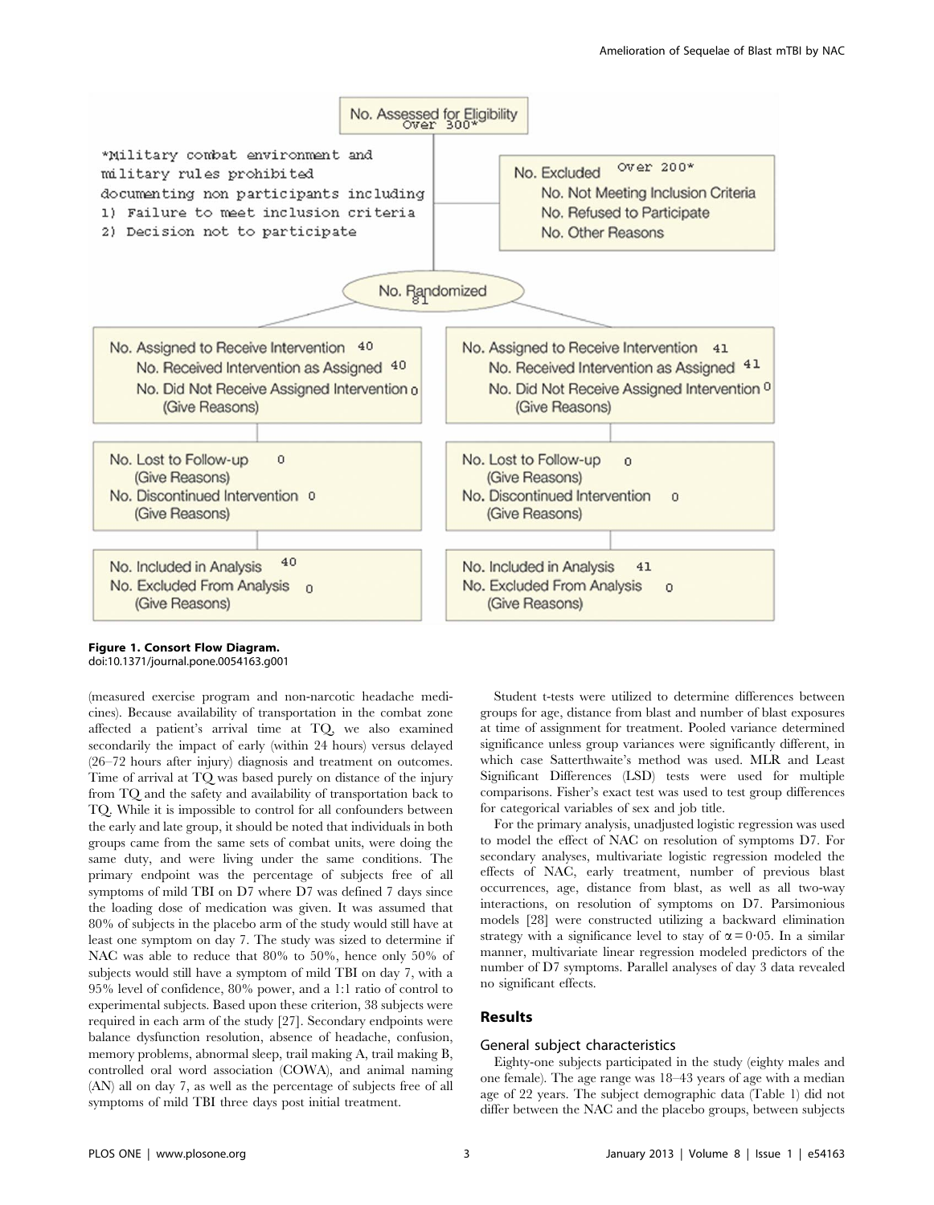No. Assessed for Eligibility Over 300*

*Military combat environment and military rules prohibited documenting non participants including
1) Failure to meet inclusion criteria
2) Decision not to participate

No. Excluded Over 200*
No. Not Meeting Inclusion Criteria
No. Refused to Participate
No. Other Reasons

No. Randomized 81

| | |
|---|---|
| No. Assigned to Receive Intervention 40 | No. Assigned to Receive Intervention 41 |
| No. Received Intervention as Assigned 40 | No. Received Intervention as Assigned 41 |
| No. Did Not Receive Assigned Intervention 0 (Give Reasons) | No. Did Not Receive Assigned Intervention 0 (Give Reasons) |
| No. Lost to Follow-up 0 (Give Reasons) | No. Lost to Follow-up 0 (Give Reasons) |
| No. Discontinued Intervention 0 (Give Reasons) | No. Discontinued Intervention 0 (Give Reasons) |
| No. Included in Analysis 40 | No. Included in Analysis 41 |
| No. Excluded From Analysis 0 (Give Reasons) | No. Excluded From Analysis 0 (Give Reasons) |

**Figure 1. Consort Flow Diagram.**
doi:10.1371/journal.pone.0054163.g001

(measured exercise program and non-narcotic headache medicines). Because availability of transportation in the combat zone affected a patient's arrival time at TQ, we also examined secondarily the impact of early (within 24 hours) versus delayed (26–72 hours after injury) diagnosis and treatment on outcomes. Time of arrival at TQ was based purely on distance of the injury from TQ and the safety and availability of transportation back to TQ. While it is impossible to control for all confounders between the early and late group, it should be noted that individuals in both groups came from the same sets of combat units, were doing the same duty, and were living under the same conditions. The primary endpoint was the percentage of subjects free of all symptoms of mild TBI on D7 where D7 was defined 7 days since the loading dose of medication was given. It was assumed that 80% of subjects in the placebo arm of the study would still have at least one symptom on day 7. The study was sized to determine if NAC was able to reduce that 80% to 50%, hence only 50% of subjects would still have a symptom of mild TBI on day 7, with a 95% level of confidence, 80% power, and a 1:1 ratio of control to experimental subjects. Based upon these criterion, 38 subjects were required in each arm of the study [27]. Secondary endpoints were balance dysfunction resolution, absence of headache, confusion, memory problems, abnormal sleep, trail making A, trail making B, controlled oral word association (COWA), and animal naming (AN) all on day 7, as well as the percentage of subjects free of all symptoms of mild TBI three days post initial treatment.

Student t-tests were utilized to determine differences between groups for age, distance from blast and number of blast exposures at time of assignment for treatment. Pooled variance determined significance unless group variances were significantly different, in which case Satterthwaite's method was used. MLR and Least Significant Differences (LSD) tests were used for multiple comparisons. Fisher's exact test was used to test group differences for categorical variables of sex and job title.

For the primary analysis, unadjusted logistic regression was used to model the effect of NAC on resolution of symptoms D7. For secondary analyses, multivariate logistic regression modeled the effects of NAC, early treatment, number of previous blast occurrences, age, distance from blast, as well as all two-way interactions, on resolution of symptoms on D7. Parsimonious models [28] were constructed utilizing a backward elimination strategy with a significance level to stay of $\alpha = 0{\cdot}05$. In a similar manner, multivariate linear regression modeled predictors of the number of D7 symptoms. Parallel analyses of day 3 data revealed no significant effects.

## Results

### General subject characteristics

Eighty-one subjects participated in the study (eighty males and one female). The age range was 18–43 years of age with a median age of 22 years. The subject demographic data (Table 1) did not differ between the NAC and the placebo groups, between subjects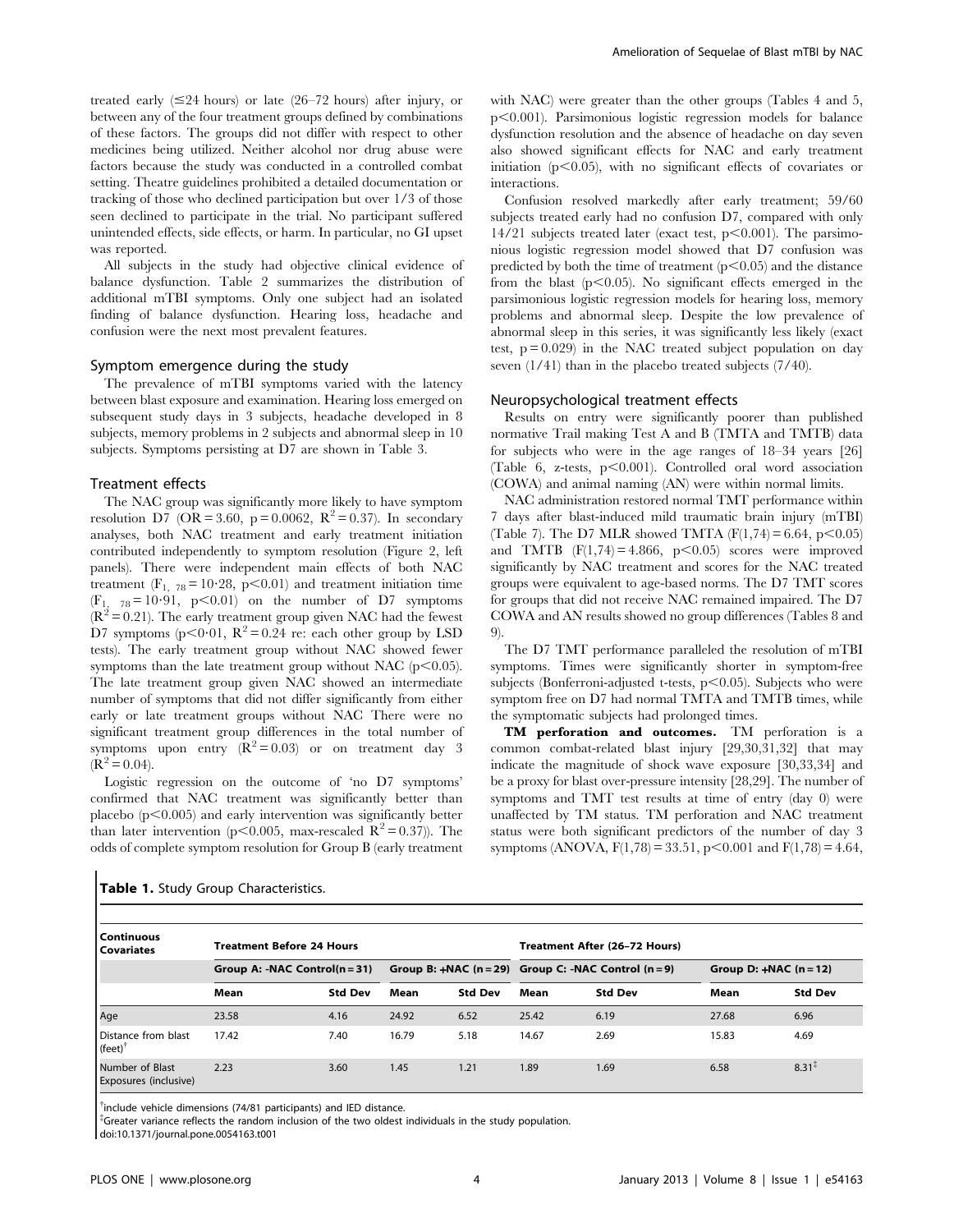treated early (≤24 hours) or late (26–72 hours) after injury, or between any of the four treatment groups defined by combinations of these factors. The groups did not differ with respect to other medicines being utilized. Neither alcohol nor drug abuse were factors because the study was conducted in a controlled combat setting. Theatre guidelines prohibited a detailed documentation or tracking of those who declined participation but over 1/3 of those seen declined to participate in the trial. No participant suffered unintended effects, side effects, or harm. In particular, no GI upset was reported.

All subjects in the study had objective clinical evidence of balance dysfunction. Table 2 summarizes the distribution of additional mTBI symptoms. Only one subject had an isolated finding of balance dysfunction. Hearing loss, headache and confusion were the next most prevalent features.

### Symptom emergence during the study

The prevalence of mTBI symptoms varied with the latency between blast exposure and examination. Hearing loss emerged on subsequent study days in 3 subjects, headache developed in 8 subjects, memory problems in 2 subjects and abnormal sleep in 10 subjects. Symptoms persisting at D7 are shown in Table 3.

### Treatment effects

The NAC group was significantly more likely to have symptom resolution D7 (OR = 3.60, p = 0.0062, $R^2 = 0.37$). In secondary analyses, both NAC treatment and early treatment initiation contributed independently to symptom resolution (Figure 2, left panels). There were independent main effects of both NAC treatment ($F_{1,\ 78} = 10{\cdot}28$, $p<0.01$) and treatment initiation time ($F_{1,\ 78} = 10{\cdot}91$, $p<0.01$) on the number of D7 symptoms ($R^2 = 0.21$). The early treatment group given NAC had the fewest D7 symptoms ($p<0{\cdot}01$, $R^2 = 0.24$ re: each other group by LSD tests). The early treatment group without NAC showed fewer symptoms than the late treatment group without NAC ($p<0.05$). The late treatment group given NAC showed an intermediate number of symptoms that did not differ significantly from either early or late treatment groups without NAC There were no significant treatment group differences in the total number of symptoms upon entry ($R^2 = 0.03$) or on treatment day 3 ($R^2 = 0.04$).

Logistic regression on the outcome of 'no D7 symptoms' confirmed that NAC treatment was significantly better than placebo ($p<0.005$) and early intervention was significantly better than later intervention ($p<0.005$, max-rescaled $R^2 = 0.37$)). The odds of complete symptom resolution for Group B (early treatment with NAC) were greater than the other groups (Tables 4 and 5, $p<0.001$). Parsimonious logistic regression models for balance dysfunction resolution and the absence of headache on day seven also showed significant effects for NAC and early treatment initiation ($p<0.05$), with no significant effects of covariates or interactions.

Confusion resolved markedly after early treatment; 59/60 subjects treated early had no confusion D7, compared with only 14/21 subjects treated later (exact test, $p<0.001$). The parsimonious logistic regression model showed that D7 confusion was predicted by both the time of treatment ($p<0.05$) and the distance from the blast ($p<0.05$). No significant effects emerged in the parsimonious logistic regression models for hearing loss, memory problems and abnormal sleep. Despite the low prevalence of abnormal sleep in this series, it was significantly less likely (exact test, p = 0.029) in the NAC treated subject population on day seven (1/41) than in the placebo treated subjects (7/40).

### Neuropsychological treatment effects

Results on entry were significantly poorer than published normative Trail making Test A and B (TMTA and TMTB) data for subjects who were in the age ranges of 18–34 years [26] (Table 6, z-tests, $p<0.001$). Controlled oral word association (COWA) and animal naming (AN) were within normal limits.

NAC administration restored normal TMT performance within 7 days after blast-induced mild traumatic brain injury (mTBI) (Table 7). The D7 MLR showed TMTA ($F(1,74) = 6.64$, $p<0.05$) and TMTB ($F(1,74) = 4.866$, $p<0.05$) scores were improved significantly by NAC treatment and scores for the NAC treated groups were equivalent to age-based norms. The D7 TMT scores for groups that did not receive NAC remained impaired. The D7 COWA and AN results showed no group differences (Tables 8 and 9).

The D7 TMT performance paralleled the resolution of mTBI symptoms. Times were significantly shorter in symptom-free subjects (Bonferroni-adjusted t-tests, $p<0.05$). Subjects who were symptom free on D7 had normal TMTA and TMTB times, while the symptomatic subjects had prolonged times.

**TM perforation and outcomes.** TM perforation is a common combat-related blast injury [29,30,31,32] that may indicate the magnitude of shock wave exposure [30,33,34] and be a proxy for blast over-pressure intensity [28,29]. The number of symptoms and TMT test results at time of entry (day 0) were unaffected by TM status. TM perforation and NAC treatment status were both significant predictors of the number of day 3 symptoms (ANOVA, $F(1,78) = 33.51$, $p<0.001$ and $F(1,78) = 4.64$,

**Table 1.** Study Group Characteristics.

| Continuous Covariates | Treatment Before 24 Hours | | | | Treatment After (26–72 Hours) | | | |
|---|---|---|---|---|---|---|---|---|
| | Group A: -NAC Control(n = 31) | | Group B: +NAC (n = 29) | | Group C: -NAC Control (n = 9) | | Group D: +NAC (n = 12) | |
| | Mean | Std Dev | Mean | Std Dev | Mean | Std Dev | Mean | Std Dev |
| Age | 23.58 | 4.16 | 24.92 | 6.52 | 25.42 | 6.19 | 27.68 | 6.96 |
| Distance from blast (feet)[†] | 17.42 | 7.40 | 16.79 | 5.18 | 14.67 | 2.69 | 15.83 | 4.69 |
| Number of Blast Exposures (inclusive) | 2.23 | 3.60 | 1.45 | 1.21 | 1.89 | 1.69 | 6.58 | 8.31[‡] |

[†]include vehicle dimensions (74/81 participants) and IED distance.

[‡]Greater variance reflects the random inclusion of the two oldest individuals in the study population.

doi:10.1371/journal.pone.0054163.t001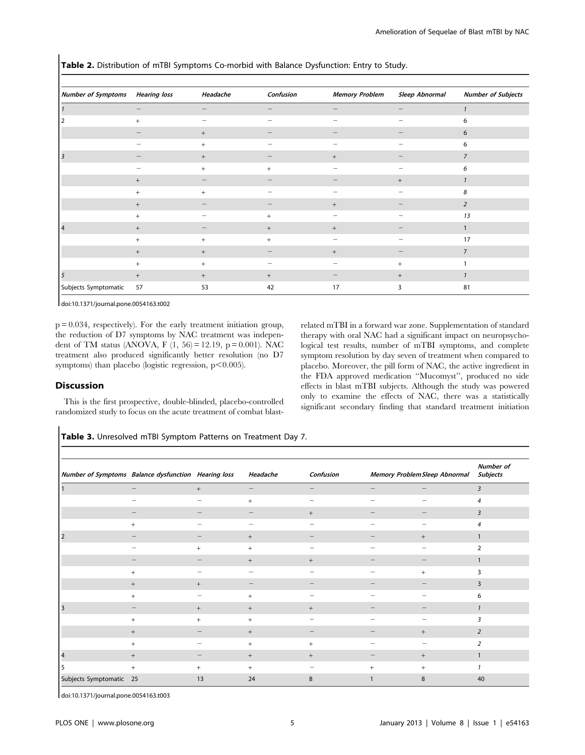**Table 2.** Distribution of mTBI Symptoms Co-morbid with Balance Dysfunction: Entry to Study.

| Number of Symptoms | Hearing loss | Headache | Confusion | Memory Problem | Sleep Abnormal | Number of Subjects |
|---|---|---|---|---|---|---|
| 1 | − | − | − | − | − | 1 |
| 2 | + | − | − | − | − | 6 |
| | − | + | − | − | − | 6 |
| | − | + | − | − | − | 6 |
| 3 | − | + | − | + | − | 7 |
| | − | + | + | − | − | 6 |
| | + | − | − | − | + | 1 |
| | + | + | − | − | − | 8 |
| | + | − | − | + | − | 2 |
| | + | − | + | − | − | 13 |
| 4 | + | − | + | + | − | 1 |
| | + | + | + | − | − | 17 |
| | + | + | − | + | − | 7 |
| | + | + | − | − | + | 1 |
| 5 | + | + | + | − | + | 1 |
| Subjects Symptomatic | 57 | 53 | 42 | 17 | 3 | 81 |

doi:10.1371/journal.pone.0054163.t002

$p = 0.034$, respectively). For the early treatment initiation group, the reduction of D7 symptoms by NAC treatment was independent of TM status (ANOVA, $F(1, 56) = 12.19$, $p = 0.001$). NAC treatment also produced significantly better resolution (no D7 symptoms) than placebo (logistic regression, $p < 0.005$).

## Discussion

This is the first prospective, double-blinded, placebo-controlled randomized study to focus on the acute treatment of combat blast-related mTBI in a forward war zone. Supplementation of standard therapy with oral NAC had a significant impact on neuropsychological test results, number of mTBI symptoms, and complete symptom resolution by day seven of treatment when compared to placebo. Moreover, the pill form of NAC, the active ingredient in the FDA approved medication "Mucomyst", produced no side effects in blast mTBI subjects. Although the study was powered only to examine the effects of NAC, there was a statistically significant secondary finding that standard treatment initiation

**Table 3.** Unresolved mTBI Symptom Patterns on Treatment Day 7.

| Number of Symptoms | Balance dysfunction | Hearing loss | Headache | Confusion | Memory Problem | Sleep Abnormal | Number of Subjects |
|---|---|---|---|---|---|---|---|
| 1 | − | + | − | − | − | − | 3 |
| | − | − | + | − | − | − | 4 |
| | − | − | − | + | − | − | 3 |
| | + | − | − | − | − | − | 4 |
| 2 | − | − | + | − | − | + | 1 |
| | − | + | + | − | − | − | 2 |
| | − | − | + | + | − | − | 1 |
| | + | − | − | − | − | + | 3 |
| | + | + | − | − | − | − | 3 |
| | + | − | + | − | − | − | 6 |
| 3 | − | + | + | + | − | − | 1 |
| | + | + | + | − | − | − | 3 |
| | + | − | + | − | − | + | 2 |
| | + | − | + | + | − | − | 2 |
| 4 | + | − | + | + | − | + | 1 |
| 5 | + | + | + | − | + | + | 1 |
| Subjects Symptomatic | 25 | 13 | 24 | 8 | 1 | 8 | 40 |

doi:10.1371/journal.pone.0054163.t003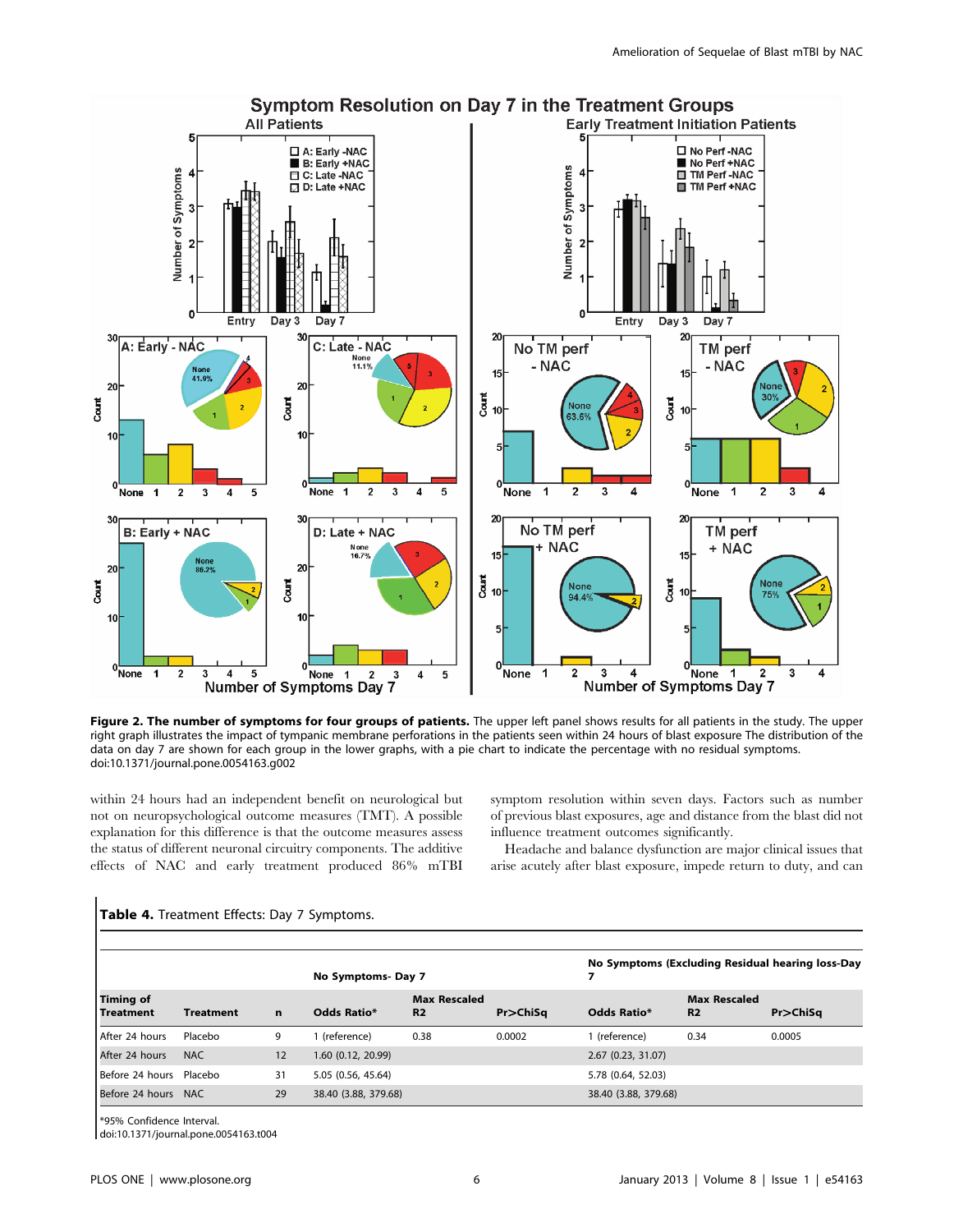**Figure 2. The number of symptoms for four groups of patients.** The upper left panel shows results for all patients in the study. The upper right graph illustrates the impact of tympanic membrane perforations in the patients seen within 24 hours of blast exposure The distribution of the data on day 7 are shown for each group in the lower graphs, with a pie chart to indicate the percentage with no residual symptoms.
doi:10.1371/journal.pone.0054163.g002

within 24 hours had an independent benefit on neurological but not on neuropsychological outcome measures (TMT). A possible explanation for this difference is that the outcome measures assess the status of different neuronal circuitry components. The additive effects of NAC and early treatment produced 86% mTBI symptom resolution within seven days. Factors such as number of previous blast exposures, age and distance from the blast did not influence treatment outcomes significantly.

Headache and balance dysfunction are major clinical issues that arise acutely after blast exposure, impede return to duty, and can

**Table 4.** Treatment Effects: Day 7 Symptoms.

| | | | No Symptoms- Day 7 | | | No Symptoms (Excluding Residual hearing loss-Day 7 | | |
|---|---|---|---|---|---|---|---|---|
| Timing of Treatment | Treatment | n | Odds Ratio* | Max Rescaled R2 | Pr>ChiSq | Odds Ratio* | Max Rescaled R2 | Pr>ChiSq |
| After 24 hours | Placebo | 9 | 1 (reference) | 0.38 | 0.0002 | 1 (reference) | 0.34 | 0.0005 |
| After 24 hours | NAC | 12 | 1.60 (0.12, 20.99) | | | 2.67 (0.23, 31.07) | | |
| Before 24 hours | Placebo | 31 | 5.05 (0.56, 45.64) | | | 5.78 (0.64, 52.03) | | |
| Before 24 hours | NAC | 29 | 38.40 (3.88, 379.68) | | | 38.40 (3.88, 379.68) | | |

*95% Confidence Interval.
doi:10.1371/journal.pone.0054163.t004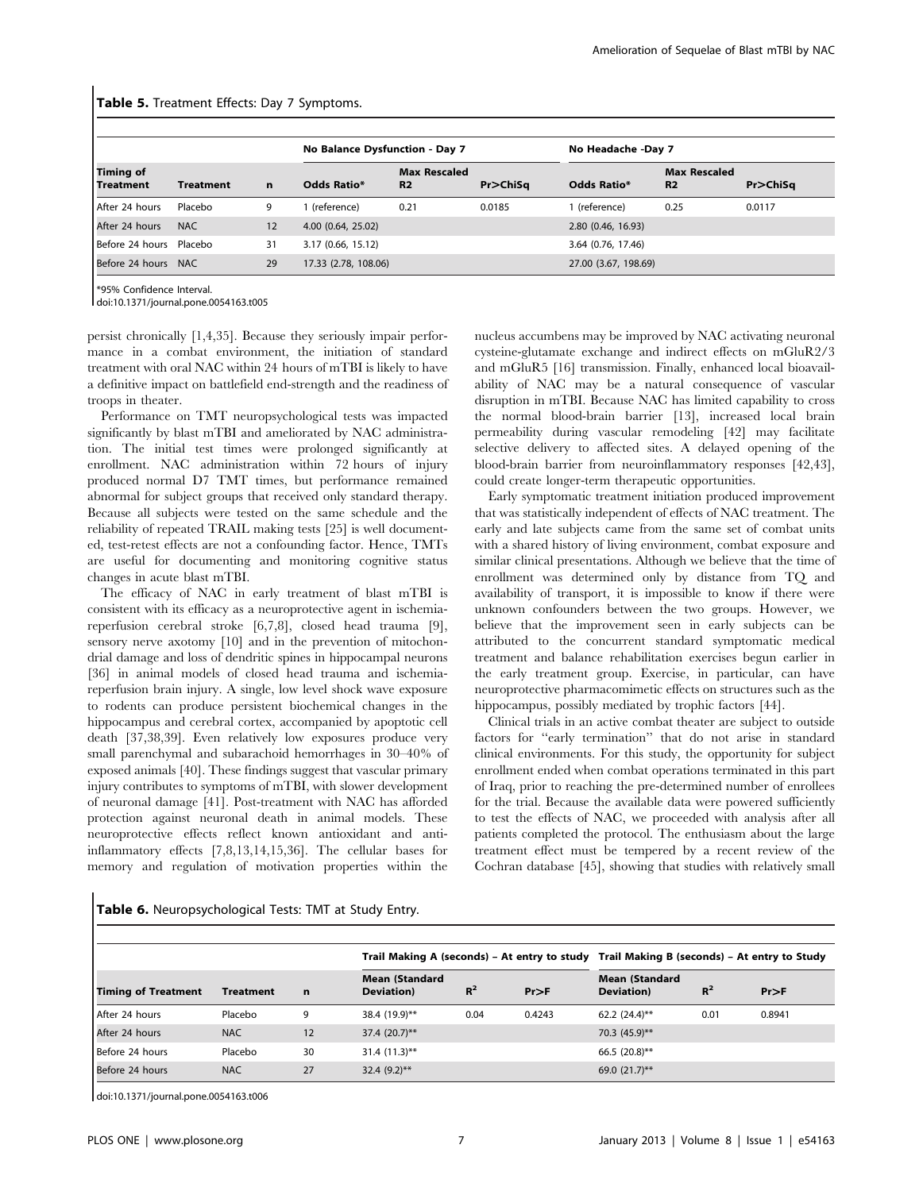**Table 5.** Treatment Effects: Day 7 Symptoms.

| Timing of Treatment | Treatment | n | No Balance Dysfunction - Day 7 | | | No Headache -Day 7 | | |
|---|---|---|---|---|---|---|---|---|
| | | | Odds Ratio* | Max Rescaled R2 | Pr>ChiSq | Odds Ratio* | Max Rescaled R2 | Pr>ChiSq |
| After 24 hours | Placebo | 9 | 1 (reference) | 0.21 | 0.0185 | 1 (reference) | 0.25 | 0.0117 |
| After 24 hours | NAC | 12 | 4.00 (0.64, 25.02) | | | 2.80 (0.46, 16.93) | | |
| Before 24 hours | Placebo | 31 | 3.17 (0.66, 15.12) | | | 3.64 (0.76, 17.46) | | |
| Before 24 hours | NAC | 29 | 17.33 (2.78, 108.06) | | | 27.00 (3.67, 198.69) | | |

*95% Confidence Interval.
doi:10.1371/journal.pone.0054163.t005

persist chronically [1,4,35]. Because they seriously impair performance in a combat environment, the initiation of standard treatment with oral NAC within 24 hours of mTBI is likely to have a definitive impact on battlefield end-strength and the readiness of troops in theater.

Performance on TMT neuropsychological tests was impacted significantly by blast mTBI and ameliorated by NAC administration. The initial test times were prolonged significantly at enrollment. NAC administration within 72 hours of injury produced normal D7 TMT times, but performance remained abnormal for subject groups that received only standard therapy. Because all subjects were tested on the same schedule and the reliability of repeated TRAIL making tests [25] is well documented, test-retest effects are not a confounding factor. Hence, TMTs are useful for documenting and monitoring cognitive status changes in acute blast mTBI.

The efficacy of NAC in early treatment of blast mTBI is consistent with its efficacy as a neuroprotective agent in ischemia-reperfusion cerebral stroke [6,7,8], closed head trauma [9], sensory nerve axotomy [10] and in the prevention of mitochondrial damage and loss of dendritic spines in hippocampal neurons [36] in animal models of closed head trauma and ischemia-reperfusion brain injury. A single, low level shock wave exposure to rodents can produce persistent biochemical changes in the hippocampus and cerebral cortex, accompanied by apoptotic cell death [37,38,39]. Even relatively low exposures produce very small parenchymal and subarachoid hemorrhages in 30–40% of exposed animals [40]. These findings suggest that vascular primary injury contributes to symptoms of mTBI, with slower development of neuronal damage [41]. Post-treatment with NAC has afforded protection against neuronal death in animal models. These neuroprotective effects reflect known antioxidant and anti-inflammatory effects [7,8,13,14,15,36]. The cellular bases for memory and regulation of motivation properties within the nucleus accumbens may be improved by NAC activating neuronal cysteine-glutamate exchange and indirect effects on mGluR2/3 and mGluR5 [16] transmission. Finally, enhanced local bioavailability of NAC may be a natural consequence of vascular disruption in mTBI. Because NAC has limited capability to cross the normal blood-brain barrier [13], increased local brain permeability during vascular remodeling [42] may facilitate selective delivery to affected sites. A delayed opening of the blood-brain barrier from neuroinflammatory responses [42,43], could create longer-term therapeutic opportunities.

Early symptomatic treatment initiation produced improvement that was statistically independent of effects of NAC treatment. The early and late subjects came from the same set of combat units with a shared history of living environment, combat exposure and similar clinical presentations. Although we believe that the time of enrollment was determined only by distance from TQ and availability of transport, it is impossible to know if there were unknown confounders between the two groups. However, we believe that the improvement seen in early subjects can be attributed to the concurrent standard symptomatic medical treatment and balance rehabilitation exercises begun earlier in the early treatment group. Exercise, in particular, can have neuroprotective pharmacomimetic effects on structures such as the hippocampus, possibly mediated by trophic factors [44].

Clinical trials in an active combat theater are subject to outside factors for "early termination" that do not arise in standard clinical environments. For this study, the opportunity for subject enrollment ended when combat operations terminated in this part of Iraq, prior to reaching the pre-determined number of enrollees for the trial. Because the available data were powered sufficiently to test the effects of NAC, we proceeded with analysis after all patients completed the protocol. The enthusiasm about the large treatment effect must be tempered by a recent review of the Cochran database [45], showing that studies with relatively small

**Table 6.** Neuropsychological Tests: TMT at Study Entry.

| Timing of Treatment | Treatment | n | Trail Making A (seconds) – At entry to study | | | Trail Making B (seconds) – At entry to Study | | |
|---|---|---|---|---|---|---|---|---|
| | | | Mean (Standard Deviation) | $R^2$ | Pr>F | Mean (Standard Deviation) | $R^2$ | Pr>F |
| After 24 hours | Placebo | 9 | 38.4 (19.9)** | 0.04 | 0.4243 | 62.2 (24.4)** | 0.01 | 0.8941 |
| After 24 hours | NAC | 12 | 37.4 (20.7)** | | | 70.3 (45.9)** | | |
| Before 24 hours | Placebo | 30 | 31.4 (11.3)** | | | 66.5 (20.8)** | | |
| Before 24 hours | NAC | 27 | 32.4 (9.2)** | | | 69.0 (21.7)** | | |

doi:10.1371/journal.pone.0054163.t006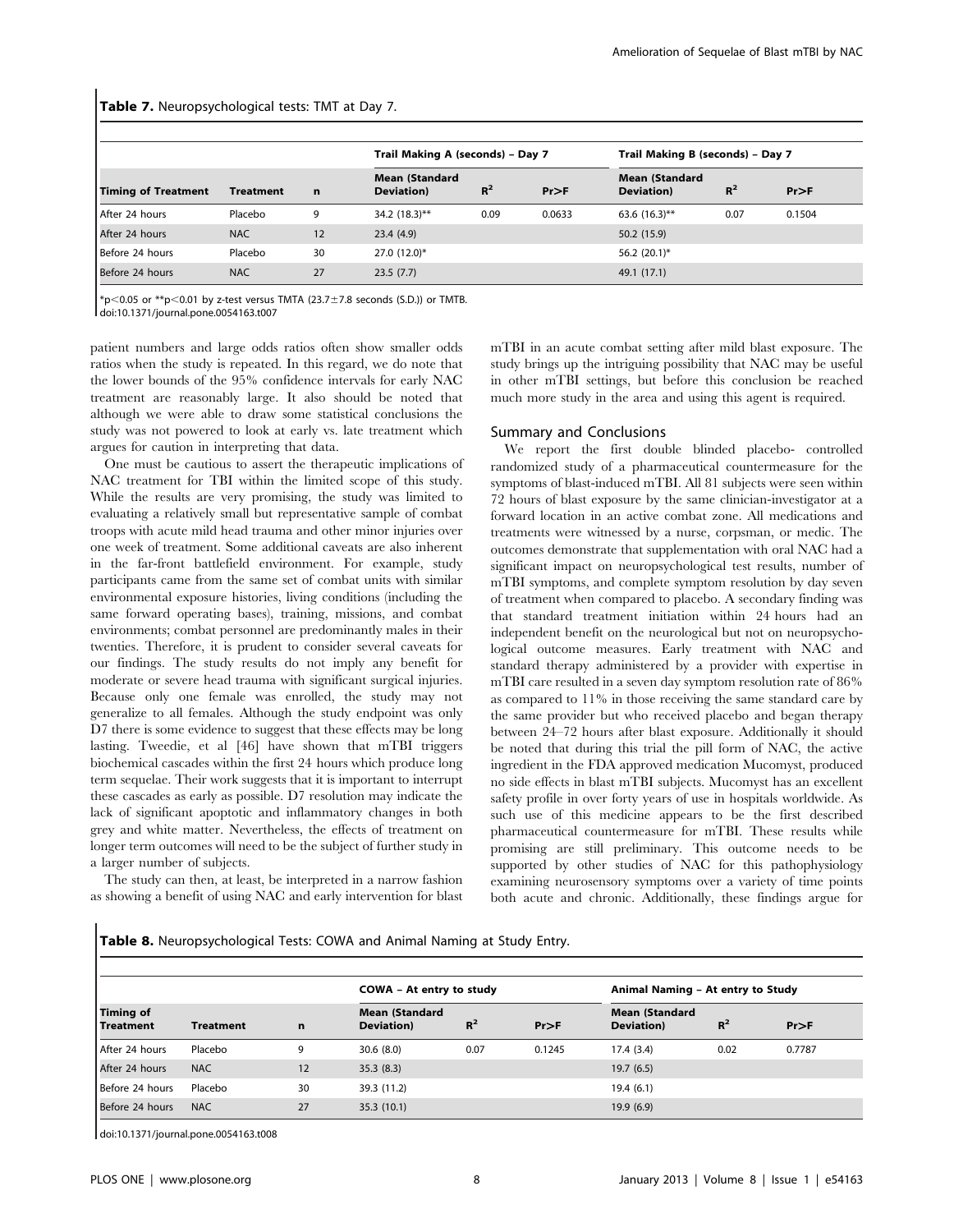**Table 7.** Neuropsychological tests: TMT at Day 7.

| Timing of Treatment | Treatment | n | Trail Making A (seconds) – Day 7 | | | Trail Making B (seconds) – Day 7 | | |
|---|---|---|---|---|---|---|---|---|
| | | | Mean (Standard Deviation) | $R^2$ | Pr>F | Mean (Standard Deviation) | $R^2$ | Pr>F |
| After 24 hours | Placebo | 9 | 34.2 (18.3)** | 0.09 | 0.0633 | 63.6 (16.3)** | 0.07 | 0.1504 |
| After 24 hours | NAC | 12 | 23.4 (4.9) | | | 50.2 (15.9) | | |
| Before 24 hours | Placebo | 30 | 27.0 (12.0)* | | | 56.2 (20.1)* | | |
| Before 24 hours | NAC | 27 | 23.5 (7.7) | | | 49.1 (17.1) | | |

*$p<0.05$ or **$p<0.01$ by z-test versus TMTA (23.7±7.8 seconds (S.D.)) or TMTB.
doi:10.1371/journal.pone.0054163.t007

patient numbers and large odds ratios often show smaller odds ratios when the study is repeated. In this regard, we do note that the lower bounds of the 95% confidence intervals for early NAC treatment are reasonably large. It also should be noted that although we were able to draw some statistical conclusions the study was not powered to look at early vs. late treatment which argues for caution in interpreting that data.

One must be cautious to assert the therapeutic implications of NAC treatment for TBI within the limited scope of this study. While the results are very promising, the study was limited to evaluating a relatively small but representative sample of combat troops with acute mild head trauma and other minor injuries over one week of treatment. Some additional caveats are also inherent in the far-front battlefield environment. For example, study participants came from the same set of combat units with similar environmental exposure histories, living conditions (including the same forward operating bases), training, missions, and combat environments; combat personnel are predominantly males in their twenties. Therefore, it is prudent to consider several caveats for our findings. The study results do not imply any benefit for moderate or severe head trauma with significant surgical injuries. Because only one female was enrolled, the study may not generalize to all females. Although the study endpoint was only D7 there is some evidence to suggest that these effects may be long lasting. Tweedie, et al [46] have shown that mTBI triggers biochemical cascades within the first 24 hours which produce long term sequelae. Their work suggests that it is important to interrupt these cascades as early as possible. D7 resolution may indicate the lack of significant apoptotic and inflammatory changes in both grey and white matter. Nevertheless, the effects of treatment on longer term outcomes will need to be the subject of further study in a larger number of subjects.

The study can then, at least, be interpreted in a narrow fashion as showing a benefit of using NAC and early intervention for blast mTBI in an acute combat setting after mild blast exposure. The study brings up the intriguing possibility that NAC may be useful in other mTBI settings, but before this conclusion be reached much more study in the area and using this agent is required.

## Summary and Conclusions

We report the first double blinded placebo- controlled randomized study of a pharmaceutical countermeasure for the symptoms of blast-induced mTBI. All 81 subjects were seen within 72 hours of blast exposure by the same clinician-investigator at a forward location in an active combat zone. All medications and treatments were witnessed by a nurse, corpsman, or medic. The outcomes demonstrate that supplementation with oral NAC had a significant impact on neuropsychological test results, number of mTBI symptoms, and complete symptom resolution by day seven of treatment when compared to placebo. A secondary finding was that standard treatment initiation within 24 hours had an independent benefit on the neurological but not on neuropsychological outcome measures. Early treatment with NAC and standard therapy administered by a provider with expertise in mTBI care resulted in a seven day symptom resolution rate of 86% as compared to 11% in those receiving the same standard care by the same provider but who received placebo and began therapy between 24–72 hours after blast exposure. Additionally it should be noted that during this trial the pill form of NAC, the active ingredient in the FDA approved medication Mucomyst, produced no side effects in blast mTBI subjects. Mucomyst has an excellent safety profile in over forty years of use in hospitals worldwide. As such use of this medicine appears to be the first described pharmaceutical countermeasure for mTBI. These results while promising are still preliminary. This outcome needs to be supported by other studies of NAC for this pathophysiology examining neurosensory symptoms over a variety of time points both acute and chronic. Additionally, these findings argue for

**Table 8.** Neuropsychological Tests: COWA and Animal Naming at Study Entry.

| Timing of Treatment | Treatment | n | COWA – At entry to study | | | Animal Naming – At entry to Study | | |
|---|---|---|---|---|---|---|---|---|
| | | | Mean (Standard Deviation) | $R^2$ | Pr>F | Mean (Standard Deviation) | $R^2$ | Pr>F |
| After 24 hours | Placebo | 9 | 30.6 (8.0) | 0.07 | 0.1245 | 17.4 (3.4) | 0.02 | 0.7787 |
| After 24 hours | NAC | 12 | 35.3 (8.3) | | | 19.7 (6.5) | | |
| Before 24 hours | Placebo | 30 | 39.3 (11.2) | | | 19.4 (6.1) | | |
| Before 24 hours | NAC | 27 | 35.3 (10.1) | | | 19.9 (6.9) | | |

doi:10.1371/journal.pone.0054163.t008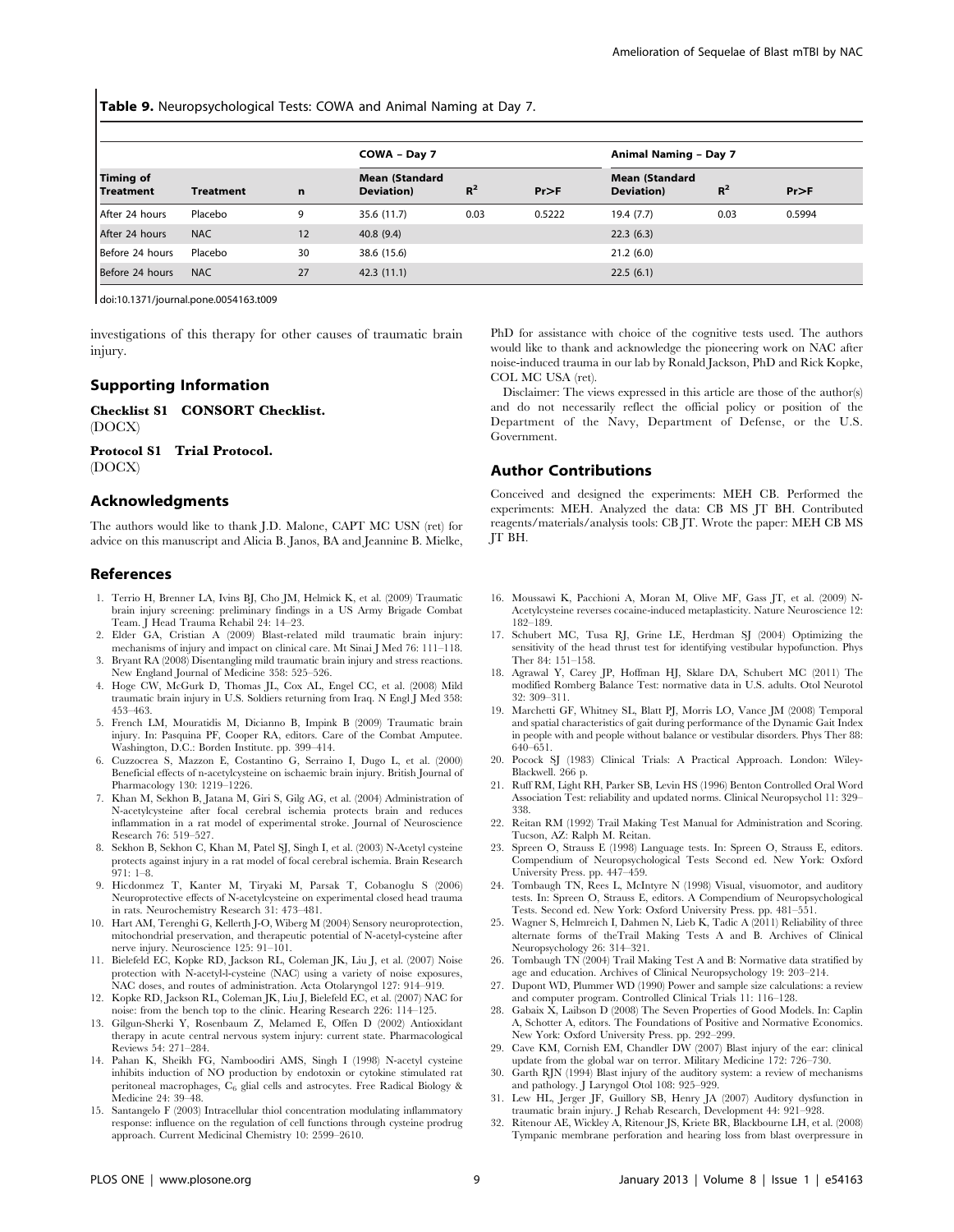**Table 9.** Neuropsychological Tests: COWA and Animal Naming at Day 7.

| | | | COWA – Day 7 | | | Animal Naming – Day 7 | | |
|---|---|---|---|---|---|---|---|---|
| Timing of Treatment | Treatment | n | Mean (Standard Deviation) | $R^2$ | Pr>F | Mean (Standard Deviation) | $R^2$ | Pr>F |
| After 24 hours | Placebo | 9 | 35.6 (11.7) | 0.03 | 0.5222 | 19.4 (7.7) | 0.03 | 0.5994 |
| After 24 hours | NAC | 12 | 40.8 (9.4) | | | 22.3 (6.3) | | |
| Before 24 hours | Placebo | 30 | 38.6 (15.6) | | | 21.2 (6.0) | | |
| Before 24 hours | NAC | 27 | 42.3 (11.1) | | | 22.5 (6.1) | | |

doi:10.1371/journal.pone.0054163.t009

investigations of this therapy for other causes of traumatic brain injury.

## Supporting Information

**Checklist S1 CONSORT Checklist.**
(DOCX)

**Protocol S1 Trial Protocol.**
(DOCX)

## Acknowledgments

The authors would like to thank J.D. Malone, CAPT MC USN (ret) for advice on this manuscript and Alicia B. Janos, BA and Jeannine B. Mielke, PhD for assistance with choice of the cognitive tests used. The authors would like to thank and acknowledge the pioneering work on NAC after noise-induced trauma in our lab by Ronald Jackson, PhD and Rick Kopke, COL MC USA (ret).

Disclaimer: The views expressed in this article are those of the author(s) and do not necessarily reflect the official policy or position of the Department of the Navy, Department of Defense, or the U.S. Government.

## Author Contributions

Conceived and designed the experiments: MEH CB. Performed the experiments: MEH. Analyzed the data: CB MS JT BH. Contributed reagents/materials/analysis tools: CB JT. Wrote the paper: MEH CB MS JT BH.

## References

1. Terrio H, Brenner LA, Ivins BJ, Cho JM, Helmick K, et al. (2009) Traumatic brain injury screening: preliminary findings in a US Army Brigade Combat Team. J Head Trauma Rehabil 24: 14–23.
2. Elder GA, Cristian A (2009) Blast-related mild traumatic brain injury: mechanisms of injury and impact on clinical care. Mt Sinai J Med 76: 111–118.
3. Bryant RA (2008) Disentangling mild traumatic brain injury and stress reactions. New England Journal of Medicine 358: 525–526.
4. Hoge CW, McGurk D, Thomas JL, Cox AL, Engel CC, et al. (2008) Mild traumatic brain injury in U.S. Soldiers returning from Iraq. N Engl J Med 358: 453–463.
5. French LM, Mouratidis M, Dicianno B, Impink B (2009) Traumatic brain injury. In: Pasquina PF, Cooper RA, editors. Care of the Combat Amputee. Washington, D.C.: Borden Institute. pp. 399–414.
6. Cuzzocrea S, Mazzon E, Costantino G, Serraino I, Dugo L, et al. (2000) Beneficial effects of n-acetylcysteine on ischaemic brain injury. British Journal of Pharmacology 130: 1219–1226.
7. Khan M, Sekhon B, Jatana M, Giri S, Gilg AG, et al. (2004) Administration of N-acetylcysteine after focal cerebral ischemia protects brain and reduces inflammation in a rat model of experimental stroke. Journal of Neuroscience Research 76: 519–527.
8. Sekhon B, Sekhon C, Khan M, Patel SJ, Singh I, et al. (2003) N-Acetyl cysteine protects against injury in a rat model of focal cerebral ischemia. Brain Research 971: 1–8.
9. Hicdonmez T, Kanter M, Tiryaki M, Parsak T, Cobanoglu S (2006) Neuroprotective effects of N-acetylcysteine on experimental closed head trauma in rats. Neurochemistry Research 31: 473–481.
10. Hart AM, Terenghi G, Kellerth J-O, Wiberg M (2004) Sensory neuroprotection, mitochondrial preservation, and therapeutic potential of N-acetyl-cysteine after nerve injury. Neuroscience 125: 91–101.
11. Bielefeld EC, Kopke RD, Jackson RL, Coleman JK, Liu J, et al. (2007) Noise protection with N-acetyl-l-cysteine (NAC) using a variety of noise exposures, NAC doses, and routes of administration. Acta Otolaryngol 127: 914–919.
12. Kopke RD, Jackson RL, Coleman JK, Liu J, Bielefeld EC, et al. (2007) NAC for noise: from the bench top to the clinic. Hearing Research 226: 114–125.
13. Gilgun-Sherki Y, Rosenbaum Z, Melamed E, Offen D (2002) Antioxidant therapy in acute central nervous system injury: current state. Pharmacological Reviews 54: 271–284.
14. Pahan K, Sheikh FG, Namboodiri AMS, Singh I (1998) N-acetyl cysteine inhibits induction of NO production by endotoxin or cytokine stimulated rat peritoneal macrophages, $C_6$ glial cells and astrocytes. Free Radical Biology & Medicine 24: 39–48.
15. Santangelo F (2003) Intracellular thiol concentration modulating inflammatory response: influence on the regulation of cell functions through cysteine prodrug approach. Current Medicinal Chemistry 10: 2599–2610.
16. Moussawi K, Pacchioni A, Moran M, Olive MF, Gass JT, et al. (2009) N-Acetylcysteine reverses cocaine-induced metaplasticity. Nature Neuroscience 12: 182–189.
17. Schubert MC, Tusa RJ, Grine LE, Herdman SJ (2004) Optimizing the sensitivity of the head thrust test for identifying vestibular hypofunction. Phys Ther 84: 151–158.
18. Agrawal Y, Carey JP, Hoffman HJ, Sklare DA, Schubert MC (2011) The modified Romberg Balance Test: normative data in U.S. adults. Otol Neurotol 32: 309–311.
19. Marchetti GF, Whitney SL, Blatt PJ, Morris LO, Vance JM (2008) Temporal and spatial characteristics of gait during performance of the Dynamic Gait Index in people with and people without balance or vestibular disorders. Phys Ther 88: 640–651.
20. Pocock SJ (1983) Clinical Trials: A Practical Approach. London: Wiley-Blackwell. 266 p.
21. Ruff RM, Light RH, Parker SB, Levin HS (1996) Benton Controlled Oral Word Association Test: reliability and updated norms. Clinical Neuropsychol 11: 329–338.
22. Reitan RM (1992) Trail Making Test Manual for Administration and Scoring. Tucson, AZ: Ralph M. Reitan.
23. Spreen O, Strauss E (1998) Language tests. In: Spreen O, Strauss E, editors. Compendium of Neuropsychological Tests Second ed. New York: Oxford University Press. pp. 447–459.
24. Tombaugh TN, Rees L, McIntyre N (1998) Visual, visuomotor, and auditory tests. In: Spreen O, Strauss E, editors. A Compendium of Neuropsychological Tests. Second ed. New York: Oxford University Press. pp. 481–551.
25. Wagner S, Helmreich I, Dahmen N, Lieb K, Tadic A (2011) Reliability of three alternate forms of theTrail Making Tests A and B. Archives of Clinical Neuropsychology 26: 314–321.
26. Tombaugh TN (2004) Trail Making Test A and B: Normative data stratified by age and education. Archives of Clinical Neuropsychology 19: 203–214.
27. Dupont WD, Plummer WD (1990) Power and sample size calculations: a review and computer program. Controlled Clinical Trials 11: 116–128.
28. Gabaix X, Laibson D (2008) The Seven Properties of Good Models. In: Caplin A, Schotter A, editors. The Foundations of Positive and Normative Economics. New York: Oxford University Press. pp. 292–299.
29. Cave KM, Cornish EM, Chandler DW (2007) Blast injury of the ear: clinical update from the global war on terror. Military Medicine 172: 726–730.
30. Garth RJN (1994) Blast injury of the auditory system: a review of mechanisms and pathology. J Laryngol Otol 108: 925–929.
31. Lew HL, Jerger JF, Guillory SB, Henry JA (2007) Auditory dysfunction in traumatic brain injury. J Rehab Research, Development 44: 921–928.
32. Ritenour AE, Wickley A, Ritenour JS, Kriete BR, Blackbourne LH, et al. (2008) Tympanic membrane perforation and hearing loss from blast overpressure in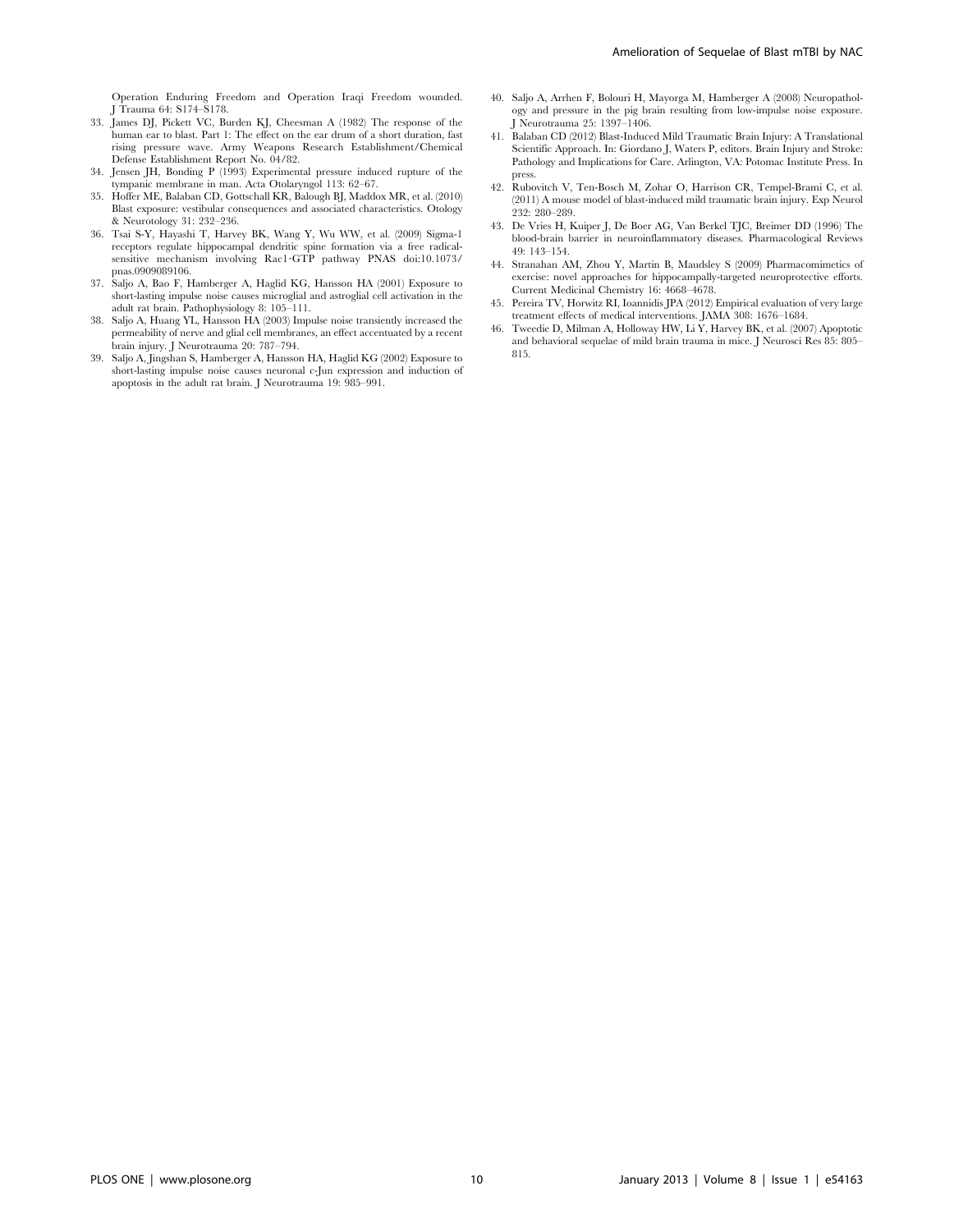Operation Enduring Freedom and Operation Iraqi Freedom wounded. J Trauma 64: S174–S178.

33. James DJ, Pickett VC, Burden KJ, Cheesman A (1982) The response of the human ear to blast. Part 1: The effect on the ear drum of a short duration, fast rising pressure wave. Army Weapons Research Establishment/Chemical Defense Establishment Report No. 04/82.
34. Jensen JH, Bonding P (1993) Experimental pressure induced rupture of the tympanic membrane in man. Acta Otolaryngol 113: 62–67.
35. Hoffer ME, Balaban CD, Gottschall KR, Balough BJ, Maddox MR, et al. (2010) Blast exposure: vestibular consequences and associated characteristics. Otology & Neurotology 31: 232–236.
36. Tsai S-Y, Hayashi T, Harvey BK, Wang Y, Wu WW, et al. (2009) Sigma-1 receptors regulate hippocampal dendritic spine formation via a free radical-sensitive mechanism involving Rac1·GTP pathway PNAS doi:10.1073/pnas.0909089106.
37. Saljo A, Bao F, Hamberger A, Haglid KG, Hansson HA (2001) Exposure to short-lasting impulse noise causes microglial and astroglial cell activation in the adult rat brain. Pathophysiology 8: 105–111.
38. Saljo A, Huang YL, Hansson HA (2003) Impulse noise transiently increased the permeability of nerve and glial cell membranes, an effect accentuated by a recent brain injury. J Neurotrauma 20: 787–794.
39. Saljo A, Jingshan S, Hamberger A, Hansson HA, Haglid KG (2002) Exposure to short-lasting impulse noise causes neuronal c-Jun expression and induction of apoptosis in the adult rat brain. J Neurotrauma 19: 985–991.
40. Saljo A, Arrhen F, Bolouri H, Mayorga M, Hamberger A (2008) Neuropathology and pressure in the pig brain resulting from low-impulse noise exposure. J Neurotrauma 25: 1397–1406.
41. Balaban CD (2012) Blast-Induced Mild Traumatic Brain Injury: A Translational Scientific Approach. In: Giordano J, Waters P, editors. Brain Injury and Stroke: Pathology and Implications for Care. Arlington, VA: Potomac Institute Press. In press.
42. Rubovitch V, Ten-Bosch M, Zohar O, Harrison CR, Tempel-Brami C, et al. (2011) A mouse model of blast-induced mild traumatic brain injury. Exp Neurol 232: 280–289.
43. De Vries H, Kuiper J, De Boer AG, Van Berkel TJC, Breimer DD (1996) The blood-brain barrier in neuroinflammatory diseases. Pharmacological Reviews 49: 143–154.
44. Stranahan AM, Zhou Y, Martin B, Maudsley S (2009) Pharmacomimetics of exercise: novel approaches for hippocampally-targeted neuroprotective efforts. Current Medicinal Chemistry 16: 4668–4678.
45. Pereira TV, Horwitz RI, Ioannidis JPA (2012) Empirical evaluation of very large treatment effects of medical interventions. JAMA 308: 1676–1684.
46. Tweedie D, Milman A, Holloway HW, Li Y, Harvey BK, et al. (2007) Apoptotic and behavioral sequelae of mild brain trauma in mice. J Neurosci Res 85: 805–815.